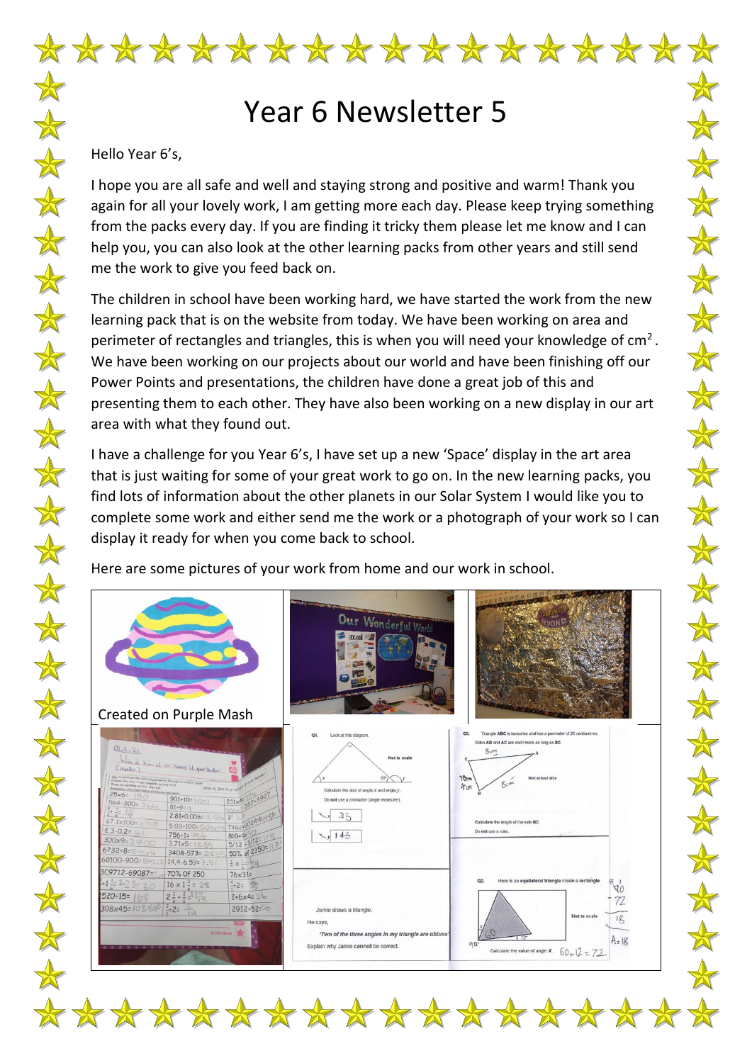# Year 6 Newsletter 5

Hello Year 6's,

I hope you are all safe and well and staying strong and positive and warm! Thank you again for all your lovely work, I am getting more each day. Please keep trying something from the packs every day. If you are finding it tricky them please let me know and I can help you, you can also look at the other learning packs from other years and still send me the work to give you feed back on.

The children in school have been working hard, we have started the work from the new learning pack that is on the website from today. We have been working on area and perimeter of rectangles and triangles, this is when you will need your knowledge of $cm^2$. We have been working on our projects about our world and have been finishing off our Power Points and presentations, the children have done a great job of this and presenting them to each other. They have also been working on a new display in our art area with what they found out.

I have a challenge for you Year 6's, I have set up a new 'Space' display in the art area that is just waiting for some of your great work to go on. In the new learning packs, you find lots of information about the other planets in our Solar System I would like you to complete some work and either send me the work or a photograph of your work so I can display it ready for when you come back to school.

Here are some pictures of your work from home and our work in school.

Created on Purple Mash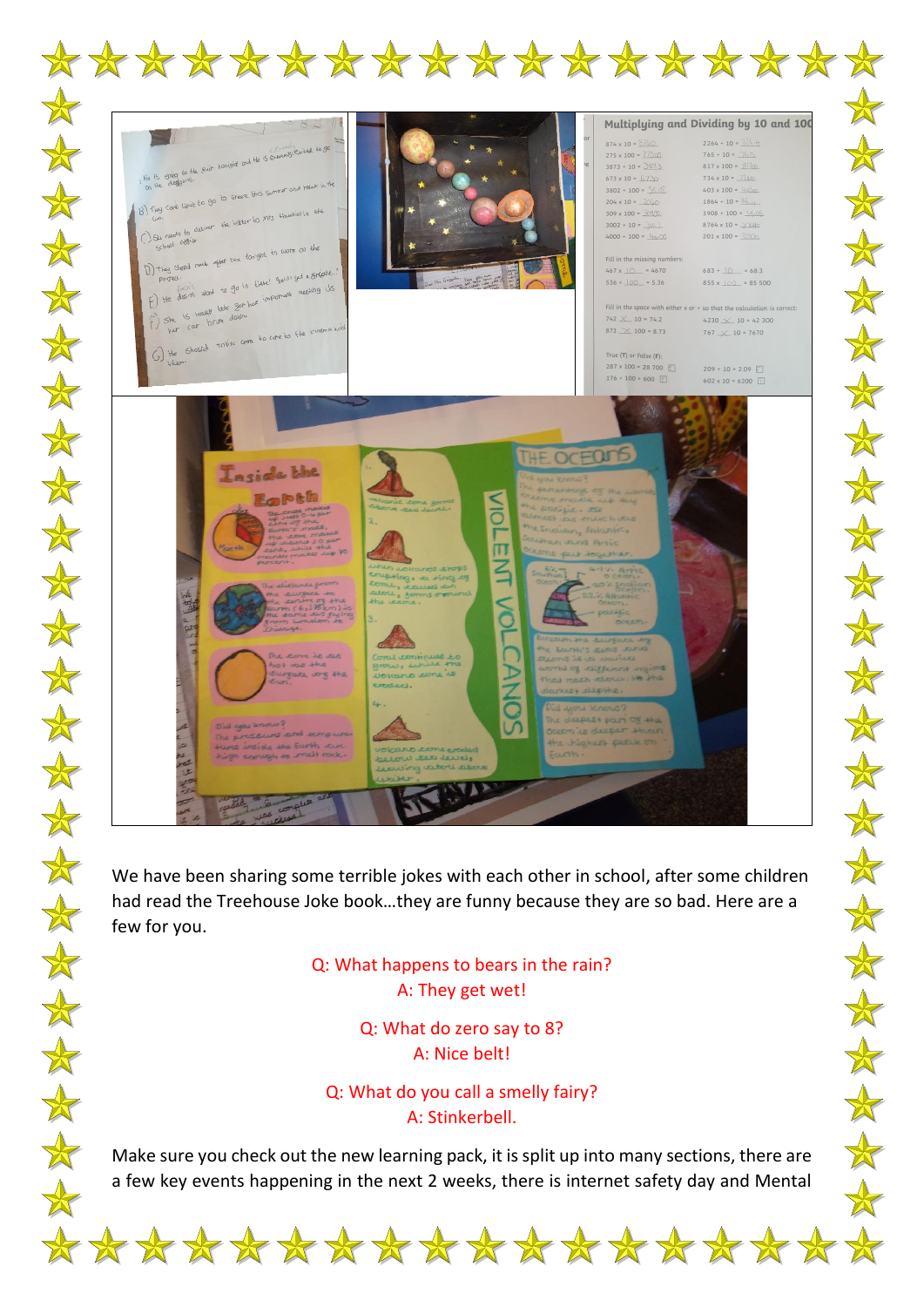We have been sharing some terrible jokes with each other in school, after some children had read the Treehouse Joke book…they are funny because they are so bad. Here are a few for you.

Q: What happens to bears in the rain?
A: They get wet!

Q: What do zero say to 8?
A: Nice belt!

Q: What do you call a smelly fairy?
A: Stinkerbell.

Make sure you check out the new learning pack, it is split up into many sections, there are a few key events happening in the next 2 weeks, there is internet safety day and Mental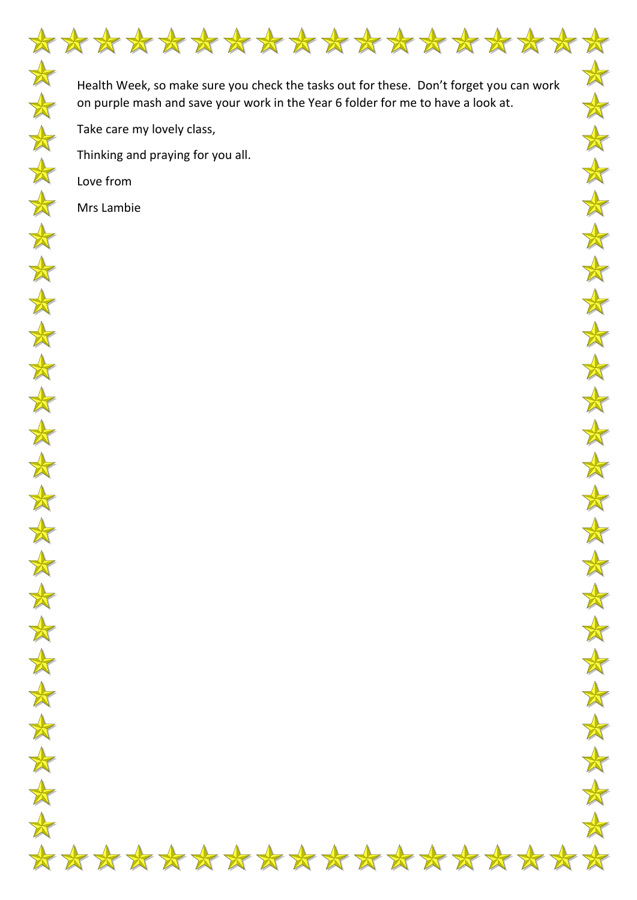Health Week, so make sure you check the tasks out for these.  Don't forget you can work on purple mash and save your work in the Year 6 folder for me to have a look at.

Take care my lovely class,

Thinking and praying for you all.

Love from

Mrs Lambie